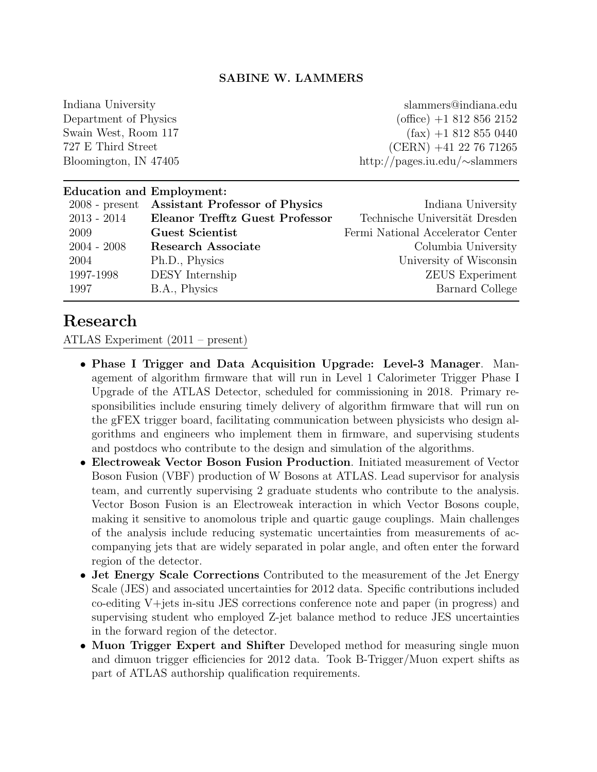# SABINE W. LAMMERS

Indiana University
Department of Physics
Swain West, Room 117
727 E Third Street
Bloomington, IN 47405

slammers@indiana.edu
(office) +1 812 856 2152
(fax) +1 812 855 0440
(CERN) +41 22 76 71265
http://pages.iu.edu/∼slammers

**Education and Employment:**

| | | |
|---|---|---|
| 2008 - present | **Assistant Professor of Physics** | Indiana University |
| 2013 - 2014 | **Eleanor Trefftz Guest Professor** | Technische Universität Dresden |
| 2009 | **Guest Scientist** | Fermi National Accelerator Center |
| 2004 - 2008 | **Research Associate** | Columbia University |
| 2004 | Ph.D., Physics | University of Wisconsin |
| 1997-1998 | DESY Internship | ZEUS Experiment |
| 1997 | B.A., Physics | Barnard College |

# Research

ATLAS Experiment (2011 – present)

- **Phase I Trigger and Data Acquisition Upgrade: Level-3 Manager**. Management of algorithm firmware that will run in Level 1 Calorimeter Trigger Phase I Upgrade of the ATLAS Detector, scheduled for commissioning in 2018. Primary responsibilities include ensuring timely delivery of algorithm firmware that will run on the gFEX trigger board, facilitating communication between physicists who design algorithms and engineers who implement them in firmware, and supervising students and postdocs who contribute to the design and simulation of the algorithms.
- **Electroweak Vector Boson Fusion Production**. Initiated measurement of Vector Boson Fusion (VBF) production of W Bosons at ATLAS. Lead supervisor for analysis team, and currently supervising 2 graduate students who contribute to the analysis. Vector Boson Fusion is an Electroweak interaction in which Vector Bosons couple, making it sensitive to anomolous triple and quartic gauge couplings. Main challenges of the analysis include reducing systematic uncertainties from measurements of accompanying jets that are widely separated in polar angle, and often enter the forward region of the detector.
- **Jet Energy Scale Corrections** Contributed to the measurement of the Jet Energy Scale (JES) and associated uncertainties for 2012 data. Specific contributions included co-editing V+jets in-situ JES corrections conference note and paper (in progress) and supervising student who employed Z-jet balance method to reduce JES uncertainties in the forward region of the detector.
- **Muon Trigger Expert and Shifter** Developed method for measuring single muon and dimuon trigger efficiencies for 2012 data. Took B-Trigger/Muon expert shifts as part of ATLAS authorship qualification requirements.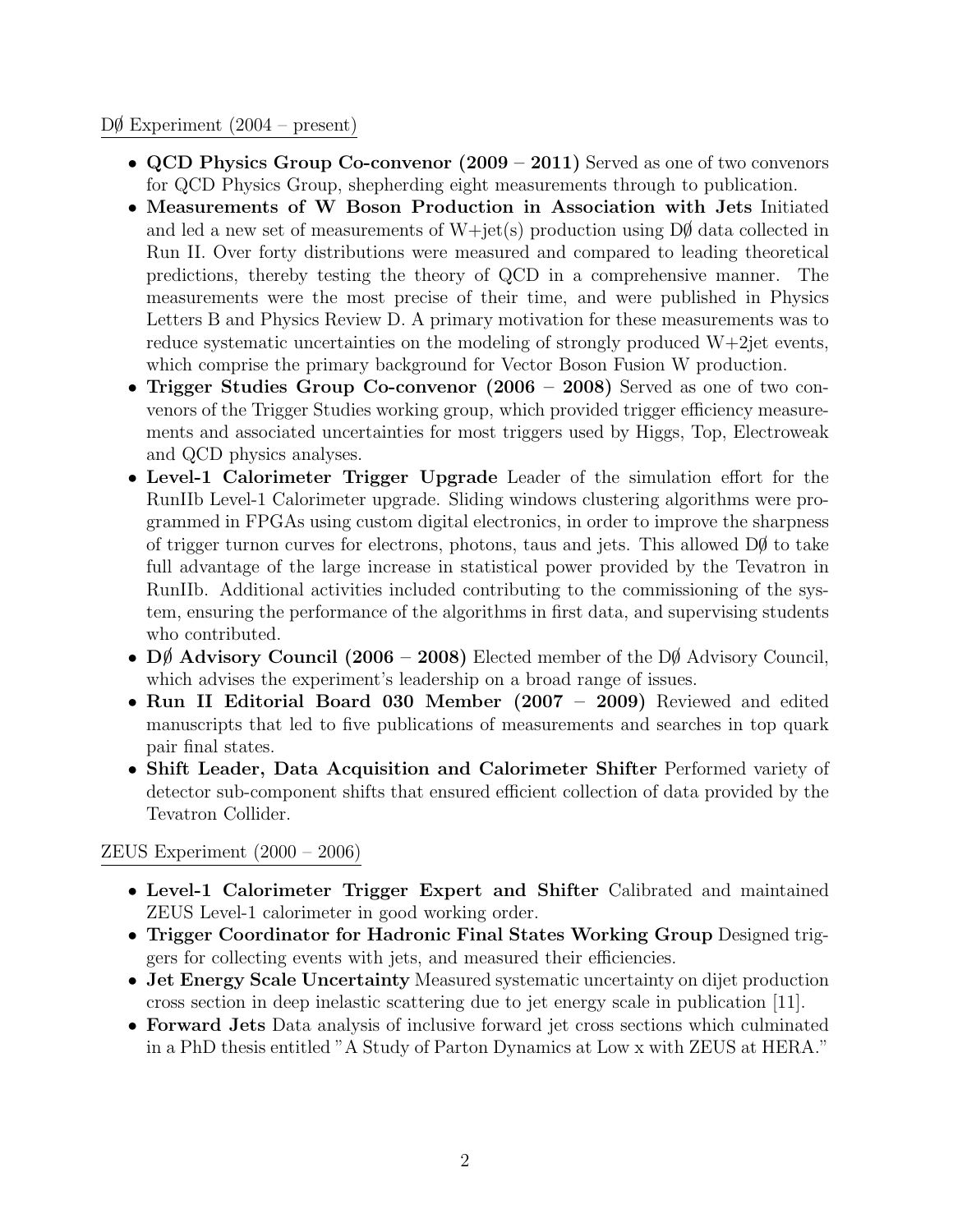D∅ Experiment (2004 – present)

- **QCD Physics Group Co-convenor (2009 – 2011)** Served as one of two convenors for QCD Physics Group, shepherding eight measurements through to publication.
- **Measurements of W Boson Production in Association with Jets** Initiated and led a new set of measurements of W+jet(s) production using D∅ data collected in Run II. Over forty distributions were measured and compared to leading theoretical predictions, thereby testing the theory of QCD in a comprehensive manner. The measurements were the most precise of their time, and were published in Physics Letters B and Physics Review D. A primary motivation for these measurements was to reduce systematic uncertainties on the modeling of strongly produced W+2jet events, which comprise the primary background for Vector Boson Fusion W production.
- **Trigger Studies Group Co-convenor (2006 – 2008)** Served as one of two convenors of the Trigger Studies working group, which provided trigger efficiency measurements and associated uncertainties for most triggers used by Higgs, Top, Electroweak and QCD physics analyses.
- **Level-1 Calorimeter Trigger Upgrade** Leader of the simulation effort for the RunIIb Level-1 Calorimeter upgrade. Sliding windows clustering algorithms were programmed in FPGAs using custom digital electronics, in order to improve the sharpness of trigger turnon curves for electrons, photons, taus and jets. This allowed D∅ to take full advantage of the large increase in statistical power provided by the Tevatron in RunIIb. Additional activities included contributing to the commissioning of the system, ensuring the performance of the algorithms in first data, and supervising students who contributed.
- **D∅ Advisory Council (2006 – 2008)** Elected member of the D∅ Advisory Council, which advises the experiment's leadership on a broad range of issues.
- **Run II Editorial Board 030 Member (2007 – 2009)** Reviewed and edited manuscripts that led to five publications of measurements and searches in top quark pair final states.
- **Shift Leader, Data Acquisition and Calorimeter Shifter** Performed variety of detector sub-component shifts that ensured efficient collection of data provided by the Tevatron Collider.

ZEUS Experiment (2000 – 2006)

- **Level-1 Calorimeter Trigger Expert and Shifter** Calibrated and maintained ZEUS Level-1 calorimeter in good working order.
- **Trigger Coordinator for Hadronic Final States Working Group** Designed triggers for collecting events with jets, and measured their efficiencies.
- **Jet Energy Scale Uncertainty** Measured systematic uncertainty on dijet production cross section in deep inelastic scattering due to jet energy scale in publication [11].
- **Forward Jets** Data analysis of inclusive forward jet cross sections which culminated in a PhD thesis entitled "A Study of Parton Dynamics at Low x with ZEUS at HERA."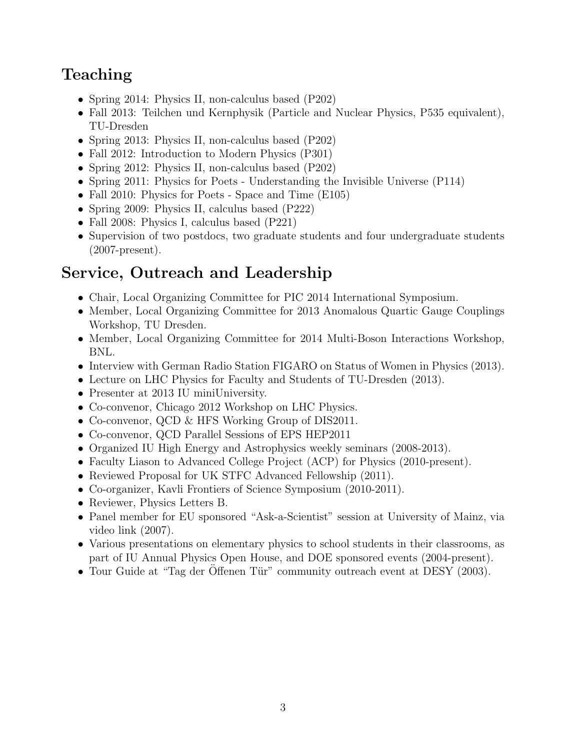## Teaching

- Spring 2014: Physics II, non-calculus based (P202)
- Fall 2013: Teilchen und Kernphysik (Particle and Nuclear Physics, P535 equivalent), TU-Dresden
- Spring 2013: Physics II, non-calculus based (P202)
- Fall 2012: Introduction to Modern Physics (P301)
- Spring 2012: Physics II, non-calculus based (P202)
- Spring 2011: Physics for Poets - Understanding the Invisible Universe (P114)
- Fall 2010: Physics for Poets - Space and Time (E105)
- Spring 2009: Physics II, calculus based (P222)
- Fall 2008: Physics I, calculus based (P221)
- Supervision of two postdocs, two graduate students and four undergraduate students (2007-present).

## Service, Outreach and Leadership

- Chair, Local Organizing Committee for PIC 2014 International Symposium.
- Member, Local Organizing Committee for 2013 Anomalous Quartic Gauge Couplings Workshop, TU Dresden.
- Member, Local Organizing Committee for 2014 Multi-Boson Interactions Workshop, BNL.
- Interview with German Radio Station FIGARO on Status of Women in Physics (2013).
- Lecture on LHC Physics for Faculty and Students of TU-Dresden (2013).
- Presenter at 2013 IU miniUniversity.
- Co-convenor, Chicago 2012 Workshop on LHC Physics.
- Co-convenor, QCD & HFS Working Group of DIS2011.
- Co-convenor, QCD Parallel Sessions of EPS HEP2011
- Organized IU High Energy and Astrophysics weekly seminars (2008-2013).
- Faculty Liason to Advanced College Project (ACP) for Physics (2010-present).
- Reviewed Proposal for UK STFC Advanced Fellowship (2011).
- Co-organizer, Kavli Frontiers of Science Symposium (2010-2011).
- Reviewer, Physics Letters B.
- Panel member for EU sponsored "Ask-a-Scientist" session at University of Mainz, via video link (2007).
- Various presentations on elementary physics to school students in their classrooms, as part of IU Annual Physics Open House, and DOE sponsored events (2004-present).
- Tour Guide at "Tag der Öffenen Tür" community outreach event at DESY (2003).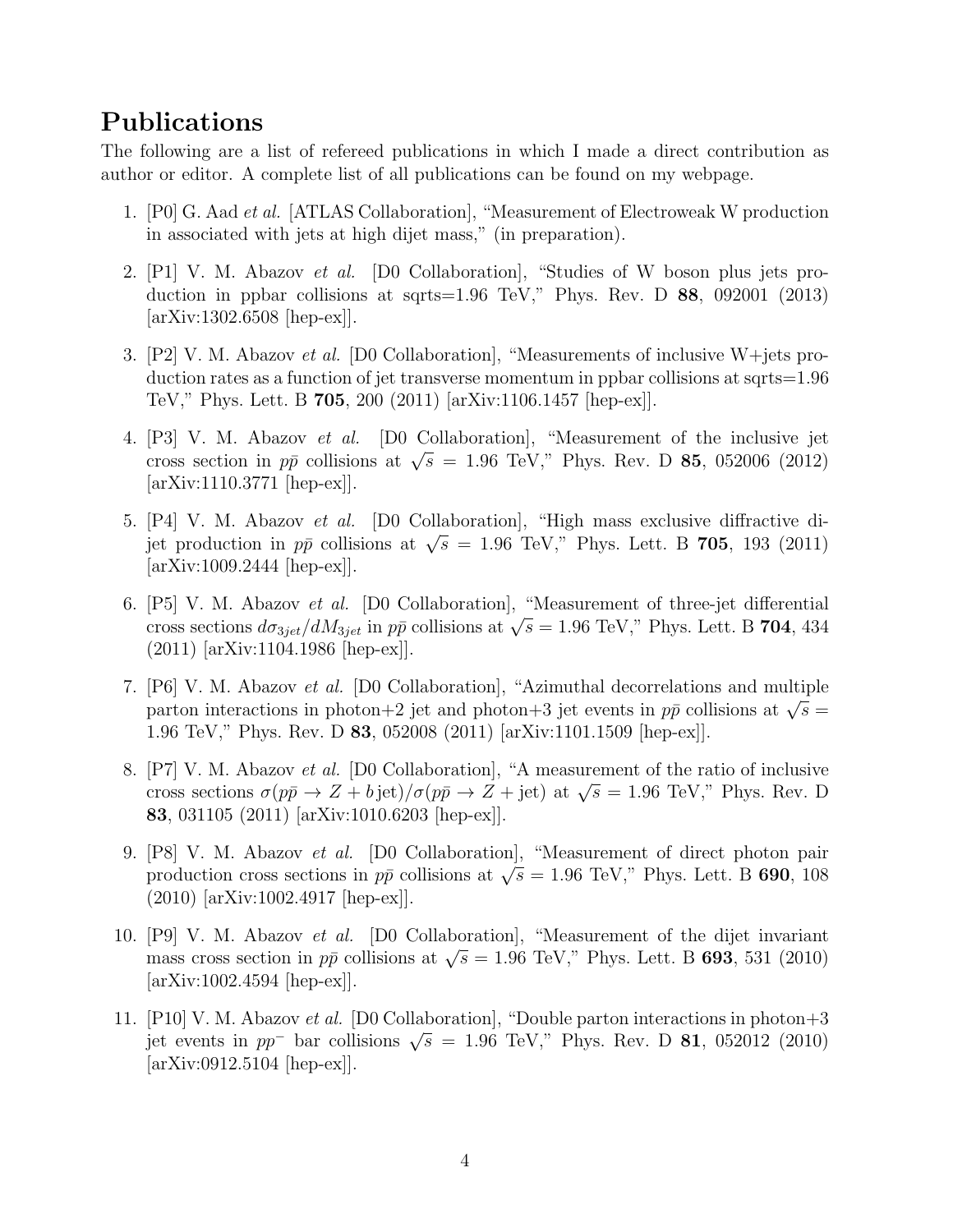# Publications

The following are a list of refereed publications in which I made a direct contribution as author or editor. A complete list of all publications can be found on my webpage.

1. [P0] G. Aad *et al.* [ATLAS Collaboration], "Measurement of Electroweak W production in associated with jets at high dijet mass," (in preparation).
2. [P1] V. M. Abazov *et al.* [D0 Collaboration], "Studies of W boson plus jets production in ppbar collisions at sqrts=1.96 TeV," Phys. Rev. D **88**, 092001 (2013) [arXiv:1302.6508 [hep-ex]].
3. [P2] V. M. Abazov *et al.* [D0 Collaboration], "Measurements of inclusive W+jets production rates as a function of jet transverse momentum in ppbar collisions at sqrts=1.96 TeV," Phys. Lett. B **705**, 200 (2011) [arXiv:1106.1457 [hep-ex]].
4. [P3] V. M. Abazov *et al.* [D0 Collaboration], "Measurement of the inclusive jet cross section in $p\bar{p}$ collisions at $\sqrt{s} = 1.96$ TeV," Phys. Rev. D **85**, 052006 (2012) [arXiv:1110.3771 [hep-ex]].
5. [P4] V. M. Abazov *et al.* [D0 Collaboration], "High mass exclusive diffractive dijet production in $p\bar{p}$ collisions at $\sqrt{s} = 1.96$ TeV," Phys. Lett. B **705**, 193 (2011) [arXiv:1009.2444 [hep-ex]].
6. [P5] V. M. Abazov *et al.* [D0 Collaboration], "Measurement of three-jet differential cross sections $d\sigma_{3jet}/dM_{3jet}$ in $p\bar{p}$ collisions at $\sqrt{s} = 1.96$ TeV," Phys. Lett. B **704**, 434 (2011) [arXiv:1104.1986 [hep-ex]].
7. [P6] V. M. Abazov *et al.* [D0 Collaboration], "Azimuthal decorrelations and multiple parton interactions in photon+2 jet and photon+3 jet events in $p\bar{p}$ collisions at $\sqrt{s} =$ 1.96 TeV," Phys. Rev. D **83**, 052008 (2011) [arXiv:1101.1509 [hep-ex]].
8. [P7] V. M. Abazov *et al.* [D0 Collaboration], "A measurement of the ratio of inclusive cross sections $\sigma(p\bar{p} \to Z + b\,\mathrm{jet})/\sigma(p\bar{p} \to Z + \mathrm{jet})$ at $\sqrt{s} = 1.96$ TeV," Phys. Rev. D **83**, 031105 (2011) [arXiv:1010.6203 [hep-ex]].
9. [P8] V. M. Abazov *et al.* [D0 Collaboration], "Measurement of direct photon pair production cross sections in $p\bar{p}$ collisions at $\sqrt{s} = 1.96$ TeV," Phys. Lett. B **690**, 108 (2010) [arXiv:1002.4917 [hep-ex]].
10. [P9] V. M. Abazov *et al.* [D0 Collaboration], "Measurement of the dijet invariant mass cross section in $p\bar{p}$ collisions at $\sqrt{s} = 1.96$ TeV," Phys. Lett. B **693**, 531 (2010) [arXiv:1002.4594 [hep-ex]].
11. [P10] V. M. Abazov *et al.* [D0 Collaboration], "Double parton interactions in photon+3 jet events in $pp^{-}$ bar collisions $\sqrt{s} = 1.96$ TeV," Phys. Rev. D **81**, 052012 (2010) [arXiv:0912.5104 [hep-ex]].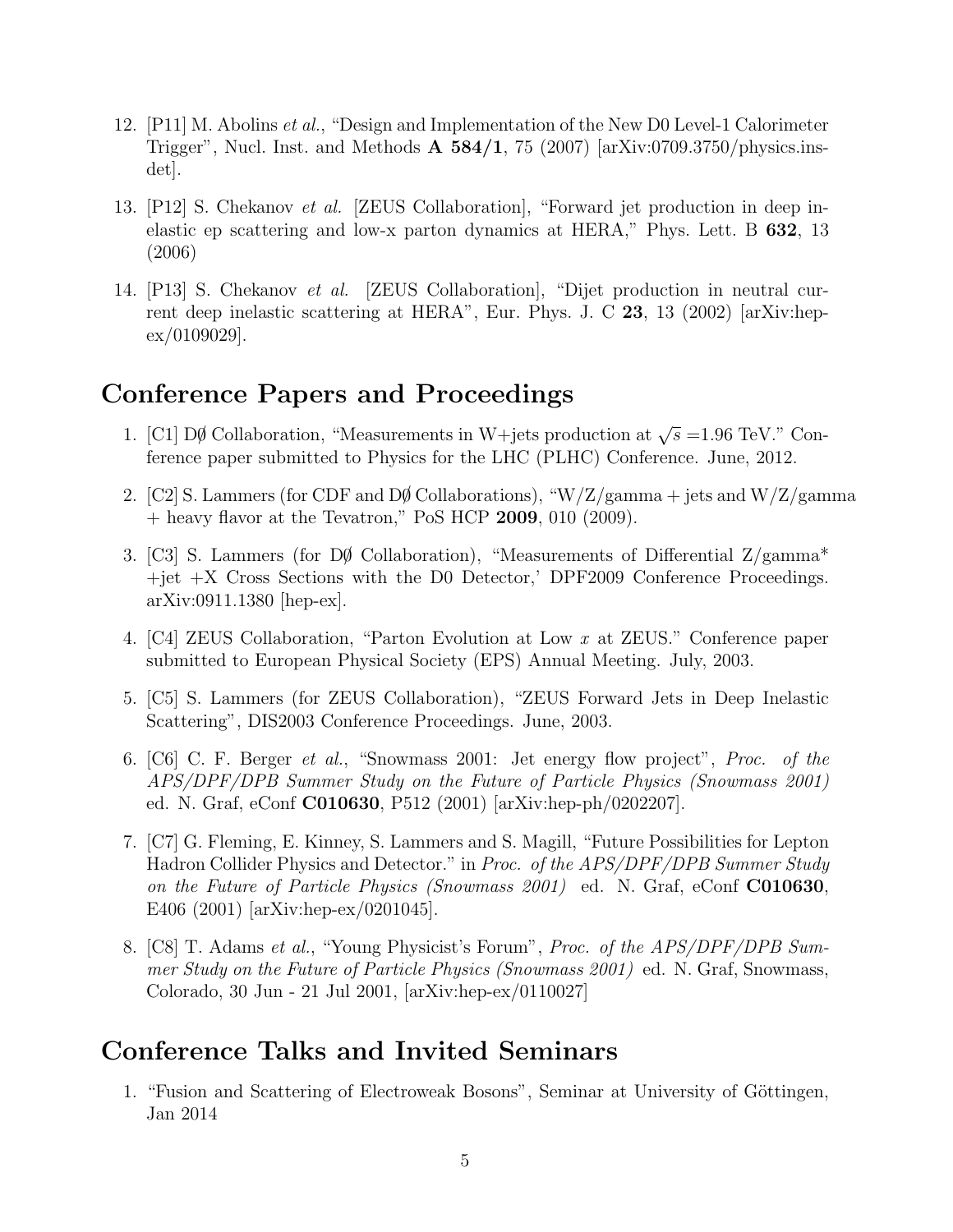12. [P11] M. Abolins *et al.*, "Design and Implementation of the New D0 Level-1 Calorimeter Trigger", Nucl. Inst. and Methods **A 584/1**, 75 (2007) [arXiv:0709.3750/physics.ins-det].

13. [P12] S. Chekanov *et al.* [ZEUS Collaboration], "Forward jet production in deep inelastic ep scattering and low-x parton dynamics at HERA," Phys. Lett. B **632**, 13 (2006)

14. [P13] S. Chekanov *et al.* [ZEUS Collaboration], "Dijet production in neutral current deep inelastic scattering at HERA", Eur. Phys. J. C **23**, 13 (2002) [arXiv:hep-ex/0109029].

# Conference Papers and Proceedings

1. [C1] DØ Collaboration, "Measurements in W+jets production at $\sqrt{s}$ =1.96 TeV." Conference paper submitted to Physics for the LHC (PLHC) Conference. June, 2012.

2. [C2] S. Lammers (for CDF and DØ Collaborations), "W/Z/gamma + jets and W/Z/gamma + heavy flavor at the Tevatron," PoS HCP **2009**, 010 (2009).

3. [C3] S. Lammers (for DØ Collaboration), "Measurements of Differential Z/gamma* +jet +X Cross Sections with the D0 Detector,' DPF2009 Conference Proceedings. arXiv:0911.1380 [hep-ex].

4. [C4] ZEUS Collaboration, "Parton Evolution at Low $x$ at ZEUS." Conference paper submitted to European Physical Society (EPS) Annual Meeting. July, 2003.

5. [C5] S. Lammers (for ZEUS Collaboration), "ZEUS Forward Jets in Deep Inelastic Scattering", DIS2003 Conference Proceedings. June, 2003.

6. [C6] C. F. Berger *et al.*, "Snowmass 2001: Jet energy flow project", *Proc. of the APS/DPF/DPB Summer Study on the Future of Particle Physics (Snowmass 2001)* ed. N. Graf, eConf **C010630**, P512 (2001) [arXiv:hep-ph/0202207].

7. [C7] G. Fleming, E. Kinney, S. Lammers and S. Magill, "Future Possibilities for Lepton Hadron Collider Physics and Detector." in *Proc. of the APS/DPF/DPB Summer Study on the Future of Particle Physics (Snowmass 2001)* ed. N. Graf, eConf **C010630**, E406 (2001) [arXiv:hep-ex/0201045].

8. [C8] T. Adams *et al.*, "Young Physicist's Forum", *Proc. of the APS/DPF/DPB Summer Study on the Future of Particle Physics (Snowmass 2001)* ed. N. Graf, Snowmass, Colorado, 30 Jun - 21 Jul 2001, [arXiv:hep-ex/0110027]

# Conference Talks and Invited Seminars

1. "Fusion and Scattering of Electroweak Bosons", Seminar at University of Göttingen, Jan 2014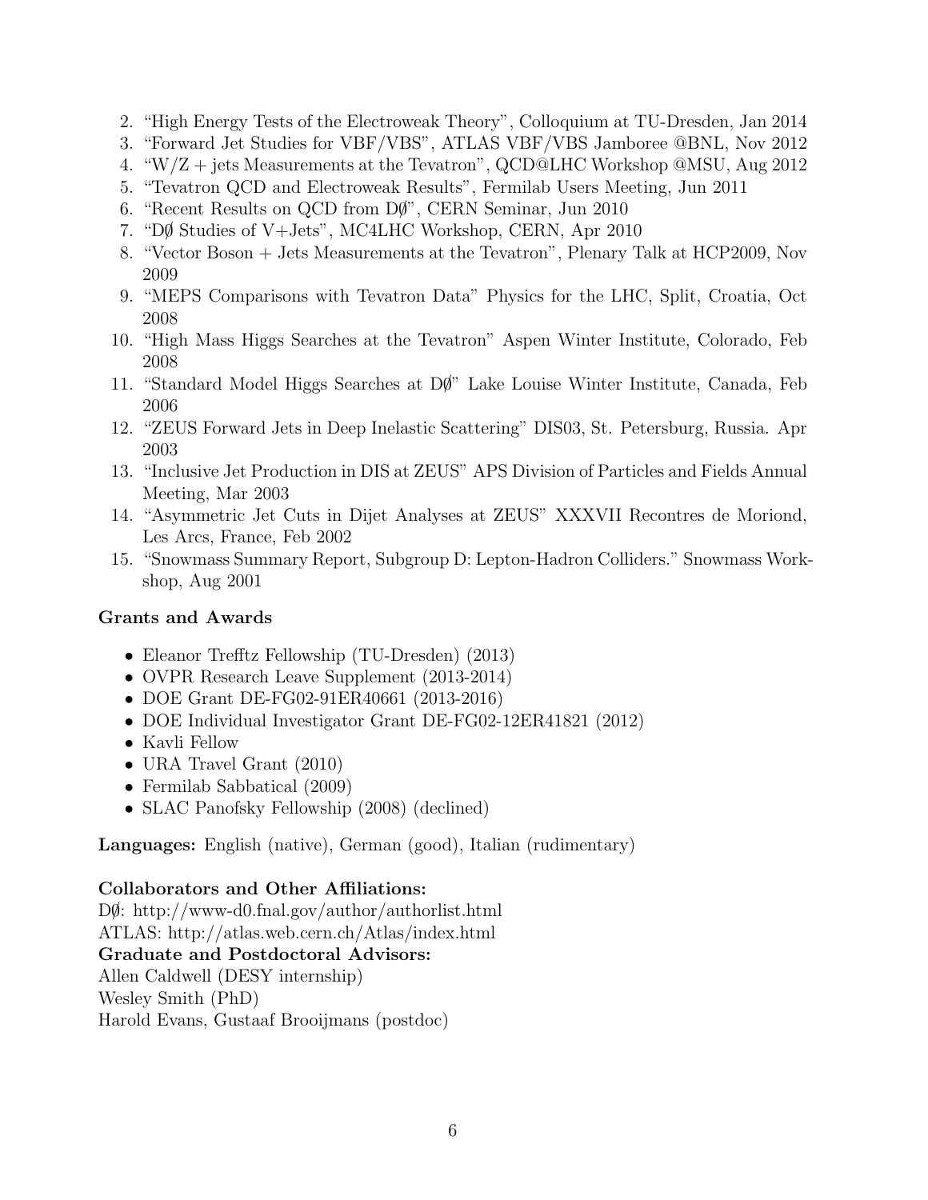2. "High Energy Tests of the Electroweak Theory", Colloquium at TU-Dresden, Jan 2014
3. "Forward Jet Studies for VBF/VBS", ATLAS VBF/VBS Jamboree @BNL, Nov 2012
4. "W/Z + jets Measurements at the Tevatron", QCD@LHC Workshop @MSU, Aug 2012
5. "Tevatron QCD and Electroweak Results", Fermilab Users Meeting, Jun 2011
6. "Recent Results on QCD from DØ", CERN Seminar, Jun 2010
7. "DØ Studies of V+Jets", MC4LHC Workshop, CERN, Apr 2010
8. "Vector Boson + Jets Measurements at the Tevatron", Plenary Talk at HCP2009, Nov 2009
9. "MEPS Comparisons with Tevatron Data" Physics for the LHC, Split, Croatia, Oct 2008
10. "High Mass Higgs Searches at the Tevatron" Aspen Winter Institute, Colorado, Feb 2008
11. "Standard Model Higgs Searches at DØ" Lake Louise Winter Institute, Canada, Feb 2006
12. "ZEUS Forward Jets in Deep Inelastic Scattering" DIS03, St. Petersburg, Russia. Apr 2003
13. "Inclusive Jet Production in DIS at ZEUS" APS Division of Particles and Fields Annual Meeting, Mar 2003
14. "Asymmetric Jet Cuts in Dijet Analyses at ZEUS" XXXVII Recontres de Moriond, Les Arcs, France, Feb 2002
15. "Snowmass Summary Report, Subgroup D: Lepton-Hadron Colliders." Snowmass Workshop, Aug 2001

### Grants and Awards

- Eleanor Trefftz Fellowship (TU-Dresden) (2013)
- OVPR Research Leave Supplement (2013-2014)
- DOE Grant DE-FG02-91ER40661 (2013-2016)
- DOE Individual Investigator Grant DE-FG02-12ER41821 (2012)
- Kavli Fellow
- URA Travel Grant (2010)
- Fermilab Sabbatical (2009)
- SLAC Panofsky Fellowship (2008) (declined)

**Languages:** English (native), German (good), Italian (rudimentary)

**Collaborators and Other Affiliations:**
DØ: http://www-d0.fnal.gov/author/authorlist.html
ATLAS: http://atlas.web.cern.ch/Atlas/index.html
**Graduate and Postdoctoral Advisors:**
Allen Caldwell (DESY internship)
Wesley Smith (PhD)
Harold Evans, Gustaaf Brooijmans (postdoc)